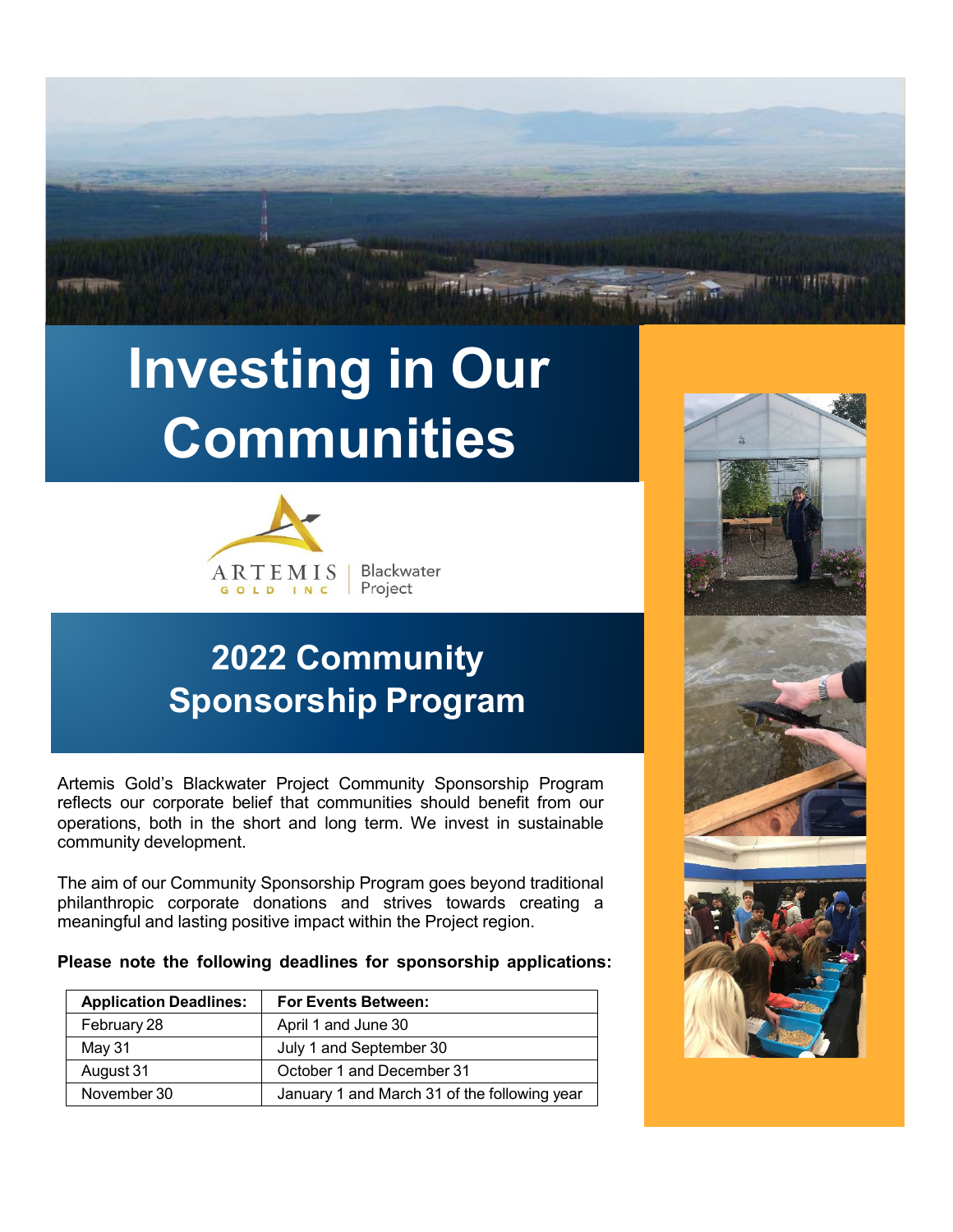# Investing in Our Communities

ARTEMIS GOLD INC | Blackwater Project

## 2022 Community Sponsorship Program

Artemis Gold's Blackwater Project Community Sponsorship Program reflects our corporate belief that communities should benefit from our operations, both in the short and long term. We invest in sustainable community development.

The aim of our Community Sponsorship Program goes beyond traditional philanthropic corporate donations and strives towards creating a meaningful and lasting positive impact within the Project region.

**Please note the following deadlines for sponsorship applications:**

| Application Deadlines: | For Events Between: |
|---|---|
| February 28 | April 1 and June 30 |
| May 31 | July 1 and September 30 |
| August 31 | October 1 and December 31 |
| November 30 | January 1 and March 31 of the following year |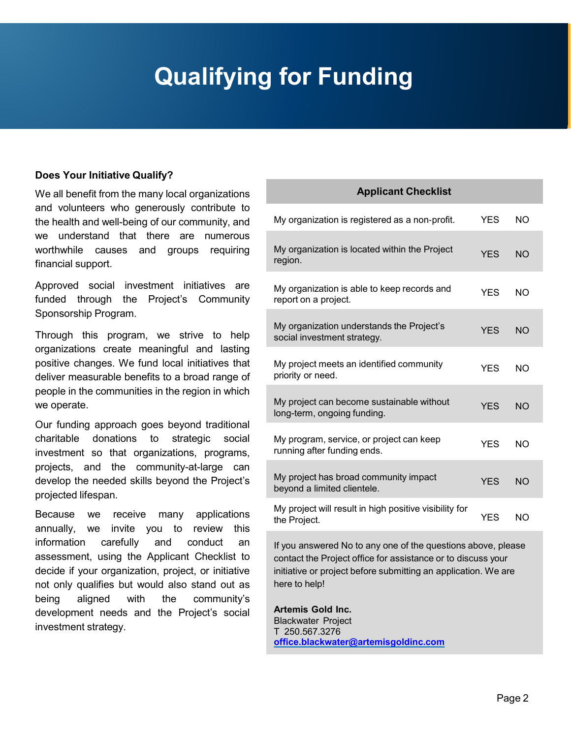# Qualifying for Funding

**Does Your Initiative Qualify?**

We all benefit from the many local organizations and volunteers who generously contribute to the health and well-being of our community, and we understand that there are numerous worthwhile causes and groups requiring financial support.

Approved social investment initiatives are funded through the Project's Community Sponsorship Program.

Through this program, we strive to help organizations create meaningful and lasting positive changes. We fund local initiatives that deliver measurable benefits to a broad range of people in the communities in the region in which we operate.

Our funding approach goes beyond traditional charitable donations to strategic social investment so that organizations, programs, projects, and the community-at-large can develop the needed skills beyond the Project's projected lifespan.

Because we receive many applications annually, we invite you to review this information carefully and conduct an assessment, using the Applicant Checklist to decide if your organization, project, or initiative not only qualifies but would also stand out as being aligned with the community's development needs and the Project's social investment strategy.

| Applicant Checklist | | |
|---|---|---|
| My organization is registered as a non-profit. | YES | NO |
| My organization is located within the Project region. | YES | NO |
| My organization is able to keep records and report on a project. | YES | NO |
| My organization understands the Project's social investment strategy. | YES | NO |
| My project meets an identified community priority or need. | YES | NO |
| My project can become sustainable without long-term, ongoing funding. | YES | NO |
| My program, service, or project can keep running after funding ends. | YES | NO |
| My project has broad community impact beyond a limited clientele. | YES | NO |
| My project will result in high positive visibility for the Project. | YES | NO |

If you answered No to any one of the questions above, please contact the Project office for assistance or to discuss your initiative or project before submitting an application. We are here to help!

**Artemis Gold Inc.**
Blackwater Project
T 250.567.3276
**office.blackwater@artemisgoldinc.com**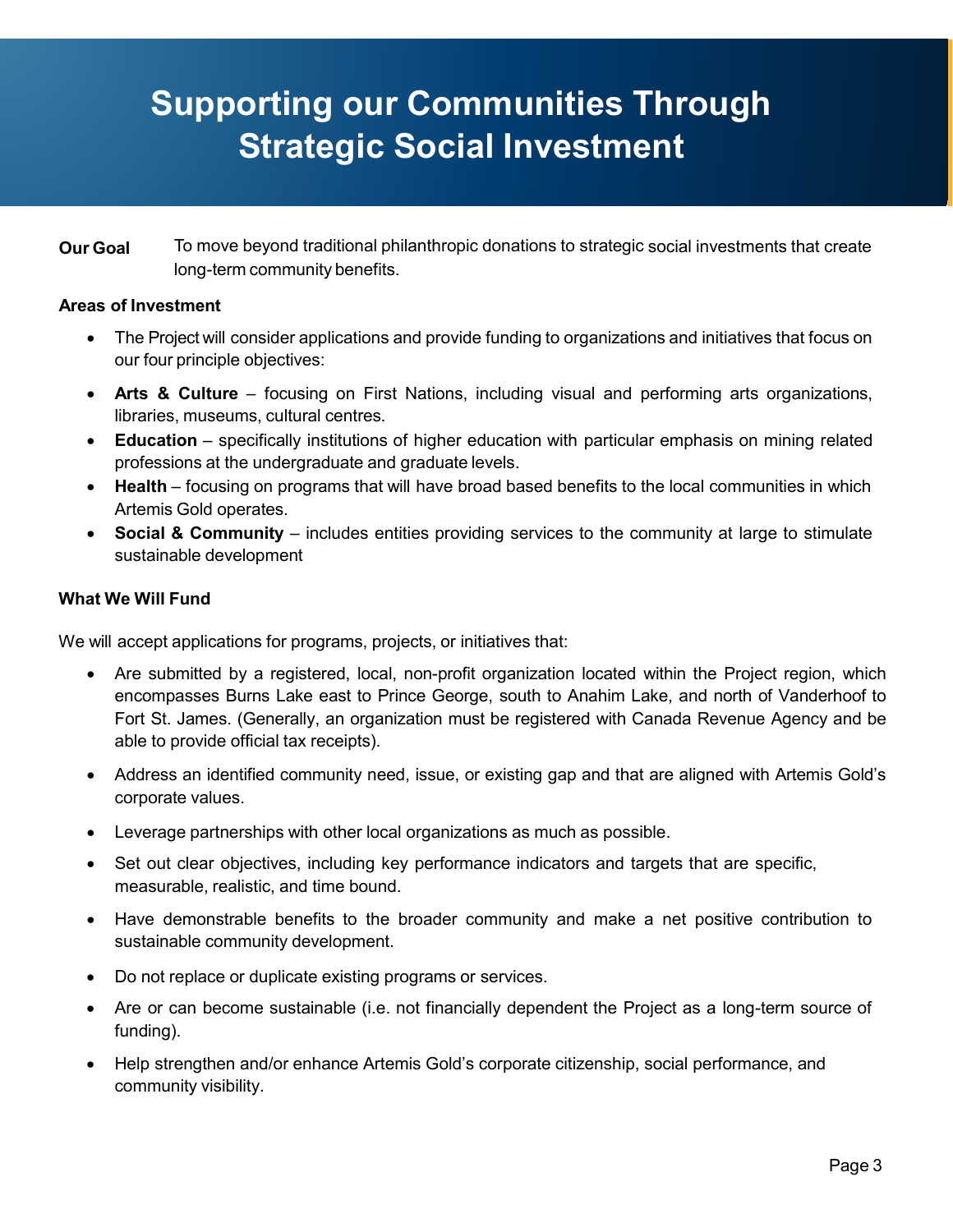# Supporting our Communities Through Strategic Social Investment

**Our Goal** To move beyond traditional philanthropic donations to strategic social investments that create long-term community benefits.

**Areas of Investment**

- The Project will consider applications and provide funding to organizations and initiatives that focus on our four principle objectives:
- **Arts & Culture** – focusing on First Nations, including visual and performing arts organizations, libraries, museums, cultural centres.
- **Education** – specifically institutions of higher education with particular emphasis on mining related professions at the undergraduate and graduate levels.
- **Health** – focusing on programs that will have broad based benefits to the local communities in which Artemis Gold operates.
- **Social & Community** – includes entities providing services to the community at large to stimulate sustainable development

**What We Will Fund**

We will accept applications for programs, projects, or initiatives that:

- Are submitted by a registered, local, non-profit organization located within the Project region, which encompasses Burns Lake east to Prince George, south to Anahim Lake, and north of Vanderhoof to Fort St. James. (Generally, an organization must be registered with Canada Revenue Agency and be able to provide official tax receipts).
- Address an identified community need, issue, or existing gap and that are aligned with Artemis Gold's corporate values.
- Leverage partnerships with other local organizations as much as possible.
- Set out clear objectives, including key performance indicators and targets that are specific, measurable, realistic, and time bound.
- Have demonstrable benefits to the broader community and make a net positive contribution to sustainable community development.
- Do not replace or duplicate existing programs or services.
- Are or can become sustainable (i.e. not financially dependent the Project as a long-term source of funding).
- Help strengthen and/or enhance Artemis Gold's corporate citizenship, social performance, and community visibility.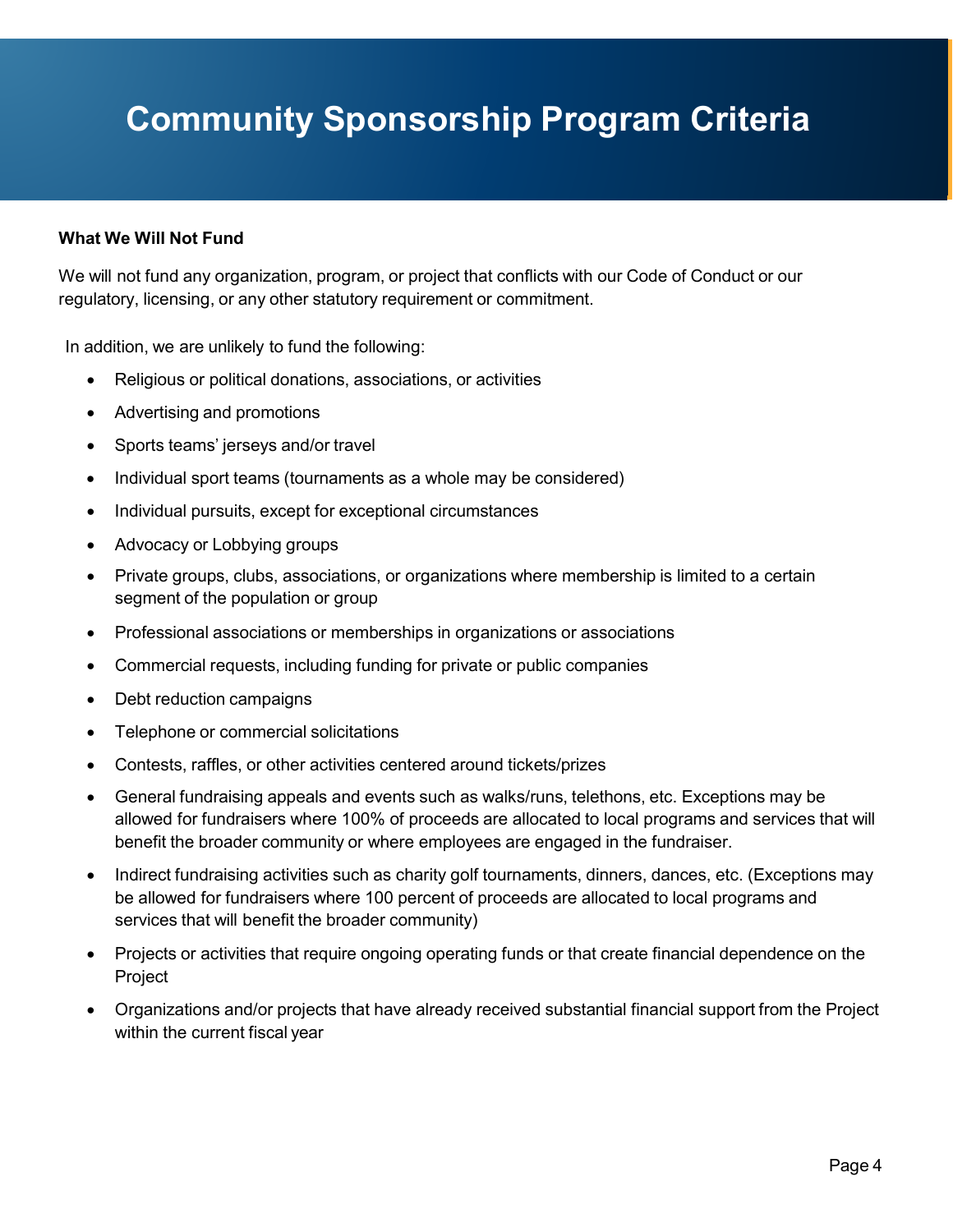# Community Sponsorship Program Criteria

**What We Will Not Fund**

We will not fund any organization, program, or project that conflicts with our Code of Conduct or our regulatory, licensing, or any other statutory requirement or commitment.

In addition, we are unlikely to fund the following:

- Religious or political donations, associations, or activities
- Advertising and promotions
- Sports teams' jerseys and/or travel
- Individual sport teams (tournaments as a whole may be considered)
- Individual pursuits, except for exceptional circumstances
- Advocacy or Lobbying groups
- Private groups, clubs, associations, or organizations where membership is limited to a certain segment of the population or group
- Professional associations or memberships in organizations or associations
- Commercial requests, including funding for private or public companies
- Debt reduction campaigns
- Telephone or commercial solicitations
- Contests, raffles, or other activities centered around tickets/prizes
- General fundraising appeals and events such as walks/runs, telethons, etc. Exceptions may be allowed for fundraisers where 100% of proceeds are allocated to local programs and services that will benefit the broader community or where employees are engaged in the fundraiser.
- Indirect fundraising activities such as charity golf tournaments, dinners, dances, etc. (Exceptions may be allowed for fundraisers where 100 percent of proceeds are allocated to local programs and services that will benefit the broader community)
- Projects or activities that require ongoing operating funds or that create financial dependence on the Project
- Organizations and/or projects that have already received substantial financial support from the Project within the current fiscal year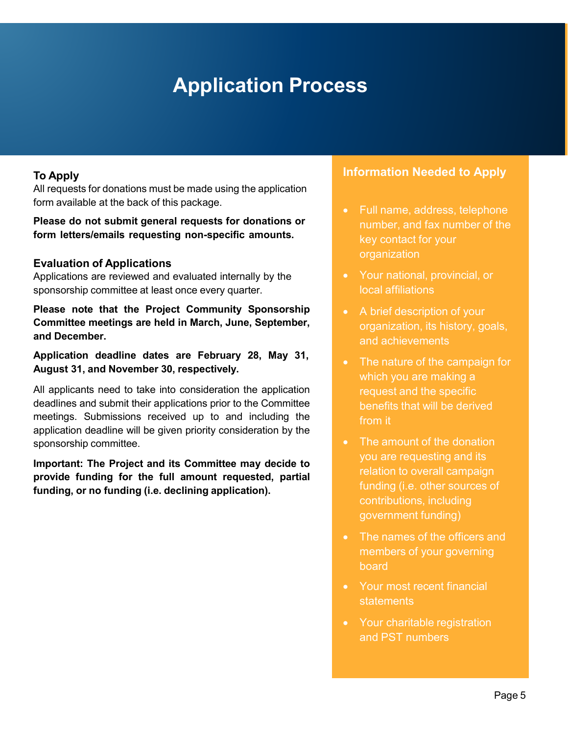# Application Process

### To Apply

All requests for donations must be made using the application form available at the back of this package.

**Please do not submit general requests for donations or form letters/emails requesting non-specific amounts.**

### Evaluation of Applications

Applications are reviewed and evaluated internally by the sponsorship committee at least once every quarter.

**Please note that the Project Community Sponsorship Committee meetings are held in March, June, September, and December.**

**Application deadline dates are February 28, May 31, August 31, and November 30, respectively.**

All applicants need to take into consideration the application deadlines and submit their applications prior to the Committee meetings. Submissions received up to and including the application deadline will be given priority consideration by the sponsorship committee.

**Important: The Project and its Committee may decide to provide funding for the full amount requested, partial funding, or no funding (i.e. declining application).**

### Information Needed to Apply

- Full name, address, telephone number, and fax number of the key contact for your organization
- Your national, provincial, or local affiliations
- A brief description of your organization, its history, goals, and achievements
- The nature of the campaign for which you are making a request and the specific benefits that will be derived from it
- The amount of the donation you are requesting and its relation to overall campaign funding (i.e. other sources of contributions, including government funding)
- The names of the officers and members of your governing board
- Your most recent financial statements
- Your charitable registration and PST numbers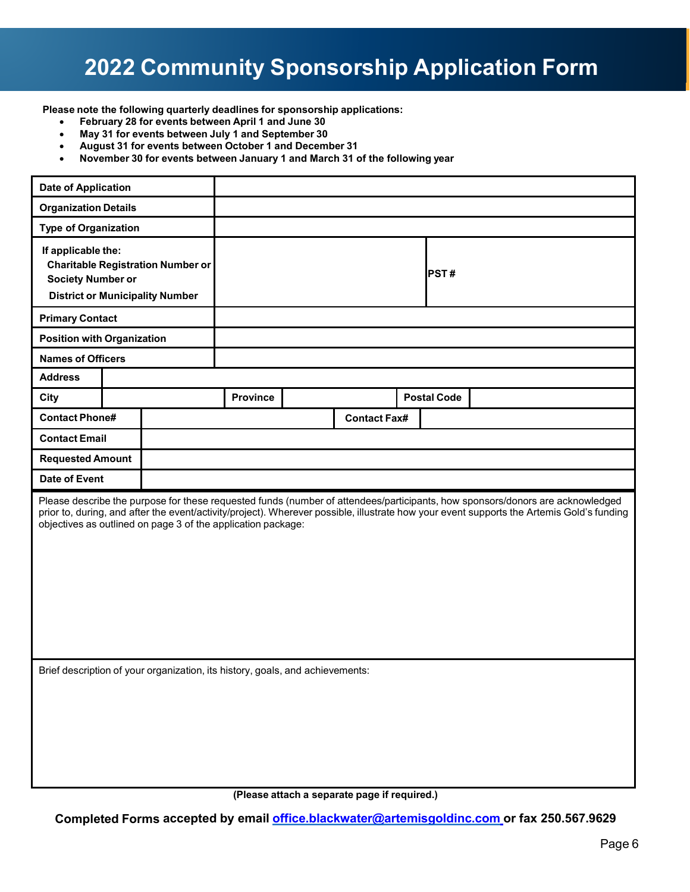# 2022 Community Sponsorship Application Form

**Please note the following quarterly deadlines for sponsorship applications:**

- **February 28 for events between April 1 and June 30**
- **May 31 for events between July 1 and September 30**
- **August 31 for events between October 1 and December 31**
- **November 30 for events between January 1 and March 31 of the following year**

| | | | |
|---|---|---|---|
| **Date of Application** | | | |
| **Organization Details** | | | |
| **Type of Organization** | | | |
| **If applicable the:** **Charitable Registration Number or Society Number or District or Municipality Number** | | **PST #** | |
| **Primary Contact** | | | |
| **Position with Organization** | | | |
| **Names of Officers** | | | |

| | | | | | |
|---|---|---|---|---|---|
| **Address** | | | | | |
| **City** | | **Province** | | **Postal Code** | |
| **Contact Phone#** | | **Contact Fax#** | | | |
| **Contact Email** | | | | | |
| **Requested Amount** | | | | | |
| **Date of Event** | | | | | |

Please describe the purpose for these requested funds (number of attendees/participants, how sponsors/donors are acknowledged prior to, during, and after the event/activity/project). Wherever possible, illustrate how your event supports the Artemis Gold's funding objectives as outlined on page 3 of the application package:

Brief description of your organization, its history, goals, and achievements:

**(Please attach a separate page if required.)**

**Completed Forms accepted by email [office.blackwater@artemisgoldinc.com](mailto:office.blackwater@artemisgoldinc.com) or fax 250.567.9629**